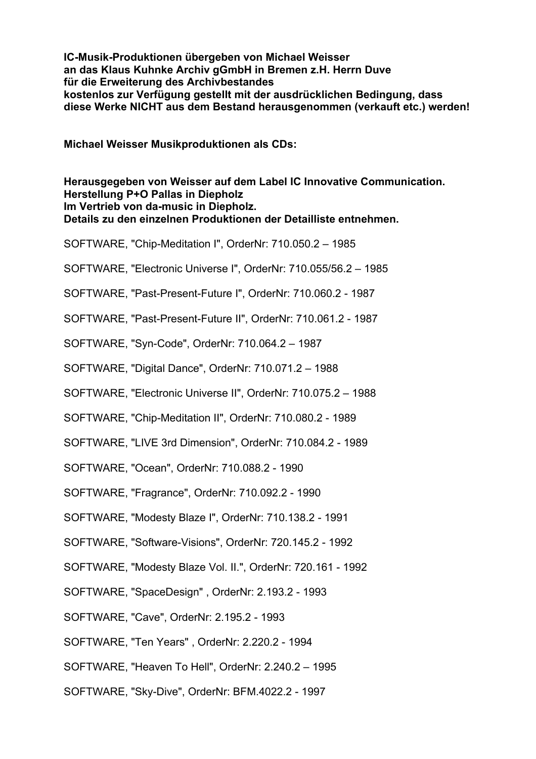**IC-Musik-Produktionen übergeben von Michael Weisser**
**an das Klaus Kuhnke Archiv gGmbH in Bremen z.H. Herrn Duve**
**für die Erweiterung des Archivbestandes**
**kostenlos zur Verfügung gestellt mit der ausdrücklichen Bedingung, dass**
**diese Werke NICHT aus dem Bestand herausgenommen (verkauft etc.) werden!**

**Michael Weisser Musikproduktionen als CDs:**

**Herausgegeben von Weisser auf dem Label IC Innovative Communication.**
**Herstellung P+O Pallas in Diepholz**
**Im Vertrieb von da-music in Diepholz.**
**Details zu den einzelnen Produktionen der Detailliste entnehmen.**

SOFTWARE, "Chip-Meditation I", OrderNr: 710.050.2 – 1985

SOFTWARE, "Electronic Universe I", OrderNr: 710.055/56.2 – 1985

SOFTWARE, "Past-Present-Future I", OrderNr: 710.060.2 - 1987

SOFTWARE, "Past-Present-Future II", OrderNr: 710.061.2 - 1987

SOFTWARE, "Syn-Code", OrderNr: 710.064.2 – 1987

SOFTWARE, "Digital Dance", OrderNr: 710.071.2 – 1988

SOFTWARE, "Electronic Universe II", OrderNr: 710.075.2 – 1988

SOFTWARE, "Chip-Meditation II", OrderNr: 710.080.2 - 1989

SOFTWARE, "LIVE 3rd Dimension", OrderNr: 710.084.2 - 1989

SOFTWARE, "Ocean", OrderNr: 710.088.2 - 1990

SOFTWARE, "Fragrance", OrderNr: 710.092.2 - 1990

SOFTWARE, "Modesty Blaze I", OrderNr: 710.138.2 - 1991

SOFTWARE, "Software-Visions", OrderNr: 720.145.2 - 1992

SOFTWARE, "Modesty Blaze Vol. II.", OrderNr: 720.161 - 1992

SOFTWARE, "SpaceDesign" , OrderNr: 2.193.2 - 1993

SOFTWARE, "Cave", OrderNr: 2.195.2 - 1993

SOFTWARE, "Ten Years" , OrderNr: 2.220.2 - 1994

SOFTWARE, "Heaven To Hell", OrderNr: 2.240.2 – 1995

SOFTWARE, "Sky-Dive", OrderNr: BFM.4022.2 - 1997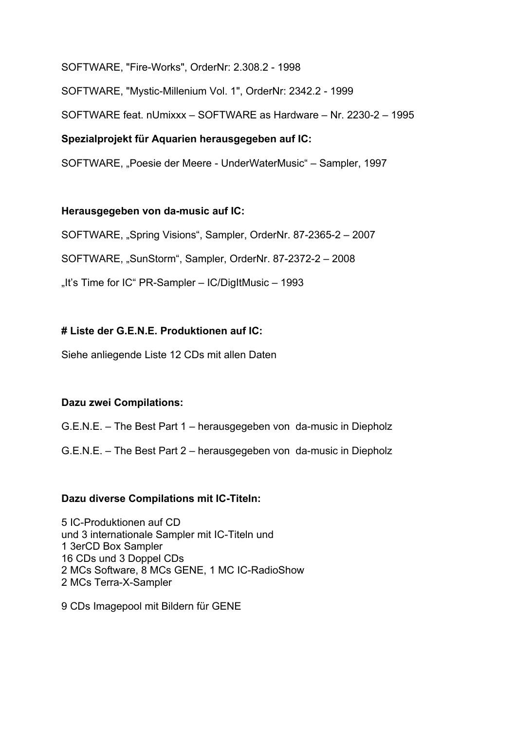SOFTWARE, "Fire-Works", OrderNr: 2.308.2 - 1998

SOFTWARE, "Mystic-Millenium Vol. 1", OrderNr: 2342.2 - 1999

SOFTWARE feat. nUmixxx – SOFTWARE as Hardware – Nr. 2230-2 – 1995

**Spezialprojekt für Aquarien herausgegeben auf IC:**

SOFTWARE, „Poesie der Meere - UnderWaterMusic" – Sampler, 1997

**Herausgegeben von da-music auf IC:**

SOFTWARE, „Spring Visions", Sampler, OrderNr. 87-2365-2 – 2007

SOFTWARE, „SunStorm", Sampler, OrderNr. 87-2372-2 – 2008

„It's Time for IC" PR-Sampler – IC/DigItMusic – 1993

**# Liste der G.E.N.E. Produktionen auf IC:**

Siehe anliegende Liste 12 CDs mit allen Daten

**Dazu zwei Compilations:**

G.E.N.E. – The Best Part 1 – herausgegeben von da-music in Diepholz

G.E.N.E. – The Best Part 2 – herausgegeben von da-music in Diepholz

**Dazu diverse Compilations mit IC-Titeln:**

5 IC-Produktionen auf CD
und 3 internationale Sampler mit IC-Titeln und
1 3erCD Box Sampler
16 CDs und 3 Doppel CDs
2 MCs Software, 8 MCs GENE, 1 MC IC-RadioShow
2 MCs Terra-X-Sampler

9 CDs Imagepool mit Bildern für GENE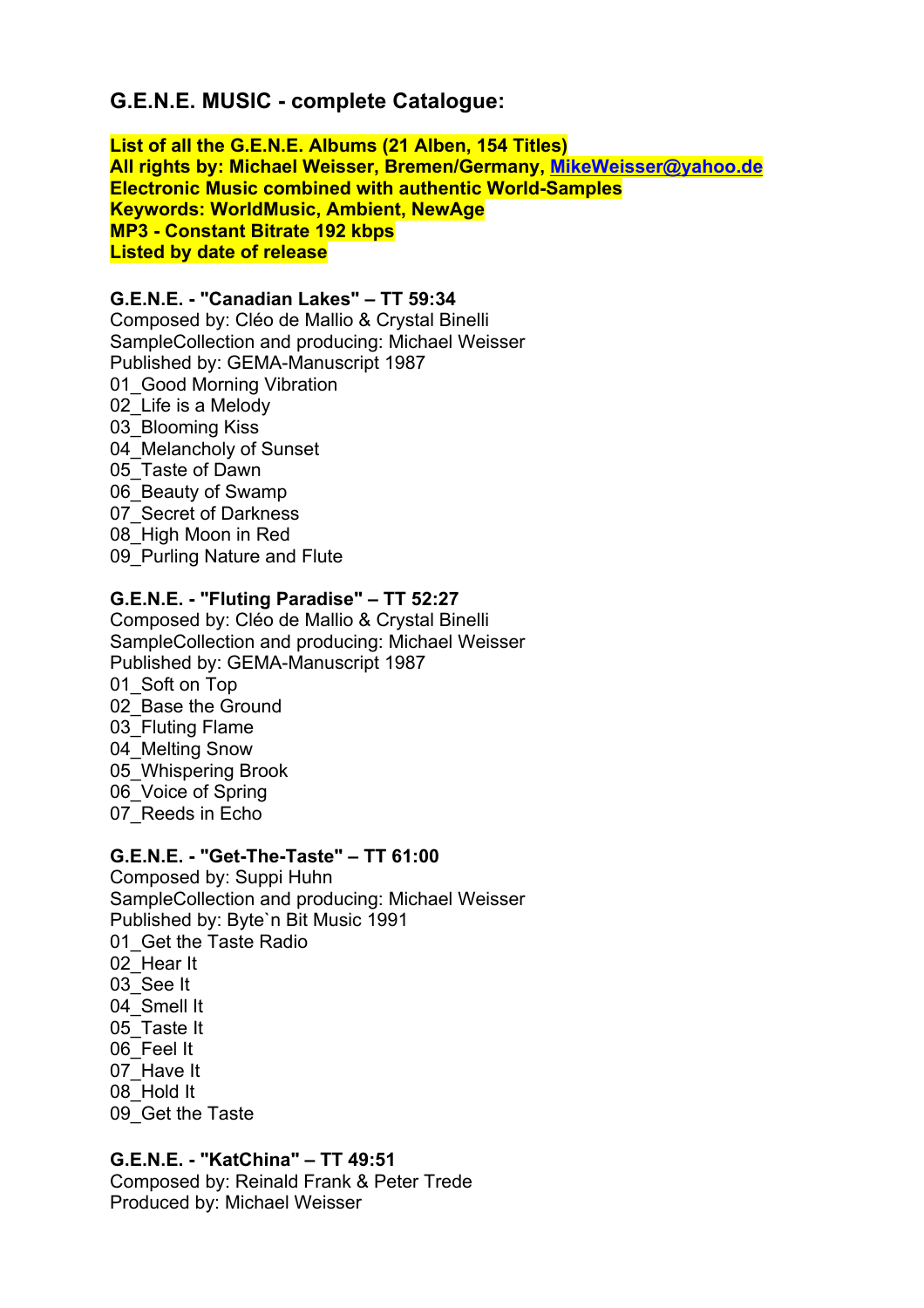## G.E.N.E. MUSIC - complete Catalogue:

**List of all the G.E.N.E. Albums (21 Alben, 154 Titles)**
**All rights by: Michael Weisser, Bremen/Germany, [MikeWeisser@yahoo.de](mailto:MikeWeisser@yahoo.de)**
**Electronic Music combined with authentic World-Samples**
**Keywords: WorldMusic, Ambient, NewAge**
**MP3 - Constant Bitrate 192 kbps**
**Listed by date of release**

**G.E.N.E. - "Canadian Lakes" – TT 59:34**
Composed by: Cléo de Mallio & Crystal Binelli
SampleCollection and producing: Michael Weisser
Published by: GEMA-Manuscript 1987
01_Good Morning Vibration
02_Life is a Melody
03_Blooming Kiss
04_Melancholy of Sunset
05_Taste of Dawn
06_Beauty of Swamp
07_Secret of Darkness
08_High Moon in Red
09_Purling Nature and Flute

**G.E.N.E. - "Fluting Paradise" – TT 52:27**
Composed by: Cléo de Mallio & Crystal Binelli
SampleCollection and producing: Michael Weisser
Published by: GEMA-Manuscript 1987
01_Soft on Top
02_Base the Ground
03_Fluting Flame
04_Melting Snow
05_Whispering Brook
06_Voice of Spring
07_Reeds in Echo

**G.E.N.E. - "Get-The-Taste" – TT 61:00**
Composed by: Suppi Huhn
SampleCollection and producing: Michael Weisser
Published by: Byte`n Bit Music 1991
01_Get the Taste Radio
02_Hear It
03_See It
04_Smell It
05_Taste It
06_Feel It
07_Have It
08_Hold It
09_Get the Taste

**G.E.N.E. - "KatChina" – TT 49:51**
Composed by: Reinald Frank & Peter Trede
Produced by: Michael Weisser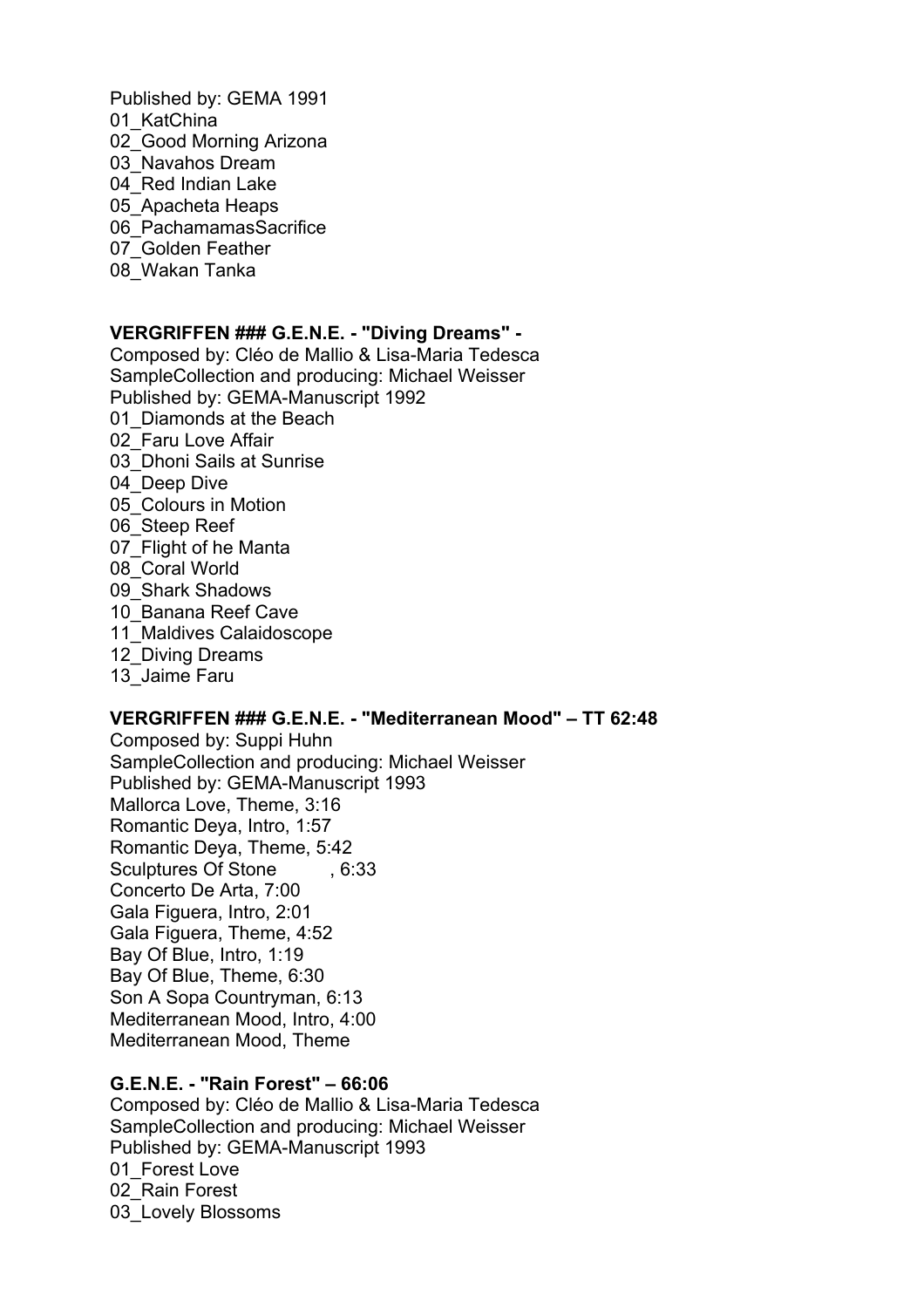Published by: GEMA 1991
01_KatChina
02_Good Morning Arizona
03_Navahos Dream
04_Red Indian Lake
05_Apacheta Heaps
06_PachamamasSacrifice
07_Golden Feather
08_Wakan Tanka

**VERGRIFFEN ### G.E.N.E. - "Diving Dreams" -**

Composed by: Cléo de Mallio & Lisa-Maria Tedesca
SampleCollection and producing: Michael Weisser
Published by: GEMA-Manuscript 1992
01_Diamonds at the Beach
02_Faru Love Affair
03_Dhoni Sails at Sunrise
04_Deep Dive
05_Colours in Motion
06_Steep Reef
07_Flight of he Manta
08_Coral World
09_Shark Shadows
10_Banana Reef Cave
11_Maldives Calaidoscope
12_Diving Dreams
13_Jaime Faru

**VERGRIFFEN ### G.E.N.E. - "Mediterranean Mood" – TT 62:48**

Composed by: Suppi Huhn
SampleCollection and producing: Michael Weisser
Published by: GEMA-Manuscript 1993
Mallorca Love, Theme, 3:16
Romantic Deya, Intro, 1:57
Romantic Deya, Theme, 5:42
Sculptures Of Stone , 6:33
Concerto De Arta, 7:00
Gala Figuera, Intro, 2:01
Gala Figuera, Theme, 4:52
Bay Of Blue, Intro, 1:19
Bay Of Blue, Theme, 6:30
Son A Sopa Countryman, 6:13
Mediterranean Mood, Intro, 4:00
Mediterranean Mood, Theme

**G.E.N.E. - "Rain Forest" – 66:06**

Composed by: Cléo de Mallio & Lisa-Maria Tedesca
SampleCollection and producing: Michael Weisser
Published by: GEMA-Manuscript 1993
01_Forest Love
02_Rain Forest
03_Lovely Blossoms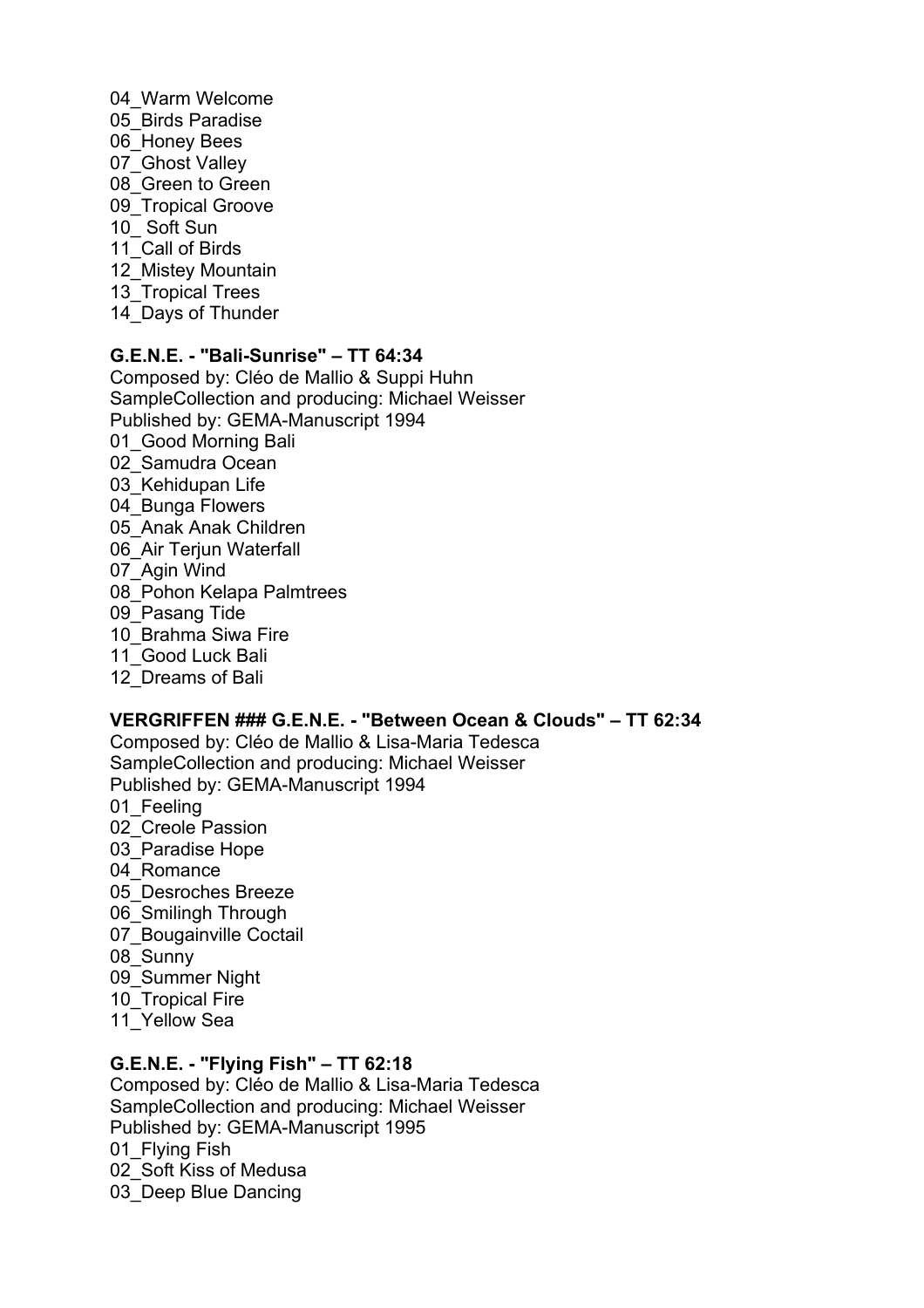04_Warm Welcome
05_Birds Paradise
06_Honey Bees
07_Ghost Valley
08_Green to Green
09_Tropical Groove
10_ Soft Sun
11_Call of Birds
12_Mistey Mountain
13_Tropical Trees
14_Days of Thunder

**G.E.N.E. - "Bali-Sunrise" – TT 64:34**

Composed by: Cléo de Mallio & Suppi Huhn
SampleCollection and producing: Michael Weisser
Published by: GEMA-Manuscript 1994
01_Good Morning Bali
02_Samudra Ocean
03_Kehidupan Life
04_Bunga Flowers
05_Anak Anak Children
06_Air Terjun Waterfall
07_Agin Wind
08_Pohon Kelapa Palmtrees
09_Pasang Tide
10_Brahma Siwa Fire
11_Good Luck Bali
12_Dreams of Bali

**VERGRIFFEN ### G.E.N.E. - "Between Ocean & Clouds" – TT 62:34**

Composed by: Cléo de Mallio & Lisa-Maria Tedesca
SampleCollection and producing: Michael Weisser
Published by: GEMA-Manuscript 1994
01_Feeling
02_Creole Passion
03_Paradise Hope
04_Romance
05_Desroches Breeze
06_Smilingh Through
07_Bougainville Coctail
08_Sunny
09_Summer Night
10_Tropical Fire
11_Yellow Sea

**G.E.N.E. - "Flying Fish" – TT 62:18**

Composed by: Cléo de Mallio & Lisa-Maria Tedesca
SampleCollection and producing: Michael Weisser
Published by: GEMA-Manuscript 1995
01_Flying Fish
02_Soft Kiss of Medusa
03_Deep Blue Dancing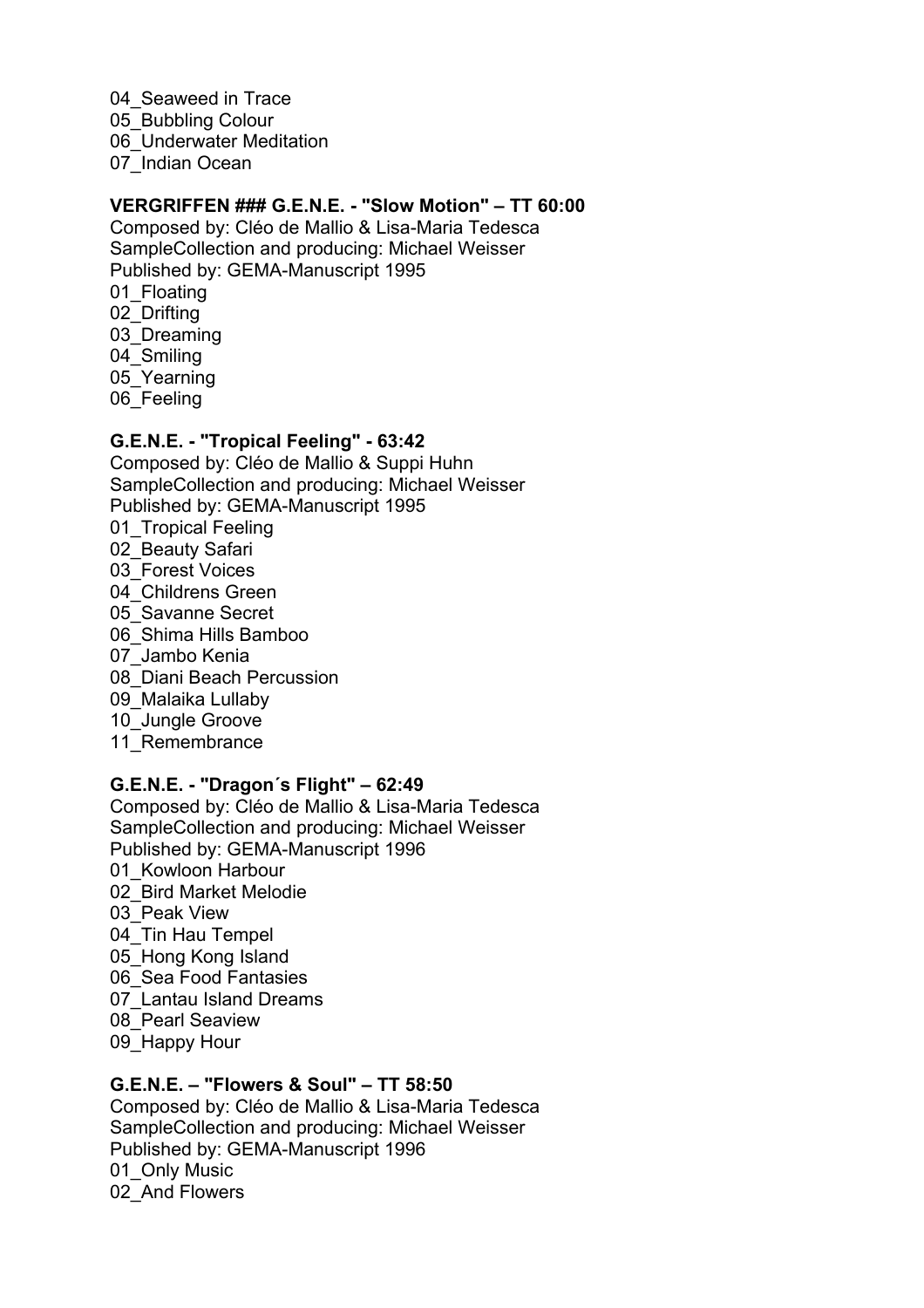04_Seaweed in Trace
05_Bubbling Colour
06_Underwater Meditation
07_Indian Ocean

**VERGRIFFEN ### G.E.N.E. - "Slow Motion" – TT 60:00**

Composed by: Cléo de Mallio & Lisa-Maria Tedesca
SampleCollection and producing: Michael Weisser
Published by: GEMA-Manuscript 1995
01_Floating
02_Drifting
03_Dreaming
04_Smiling
05_Yearning
06_Feeling

**G.E.N.E. - "Tropical Feeling" - 63:42**

Composed by: Cléo de Mallio & Suppi Huhn
SampleCollection and producing: Michael Weisser
Published by: GEMA-Manuscript 1995
01_Tropical Feeling
02_Beauty Safari
03_Forest Voices
04_Childrens Green
05_Savanne Secret
06_Shima Hills Bamboo
07_Jambo Kenia
08_Diani Beach Percussion
09_Malaika Lullaby
10_Jungle Groove
11_Remembrance

**G.E.N.E. - "Dragon´s Flight" – 62:49**

Composed by: Cléo de Mallio & Lisa-Maria Tedesca
SampleCollection and producing: Michael Weisser
Published by: GEMA-Manuscript 1996
01_Kowloon Harbour
02_Bird Market Melodie
03_Peak View
04_Tin Hau Tempel
05_Hong Kong Island
06_Sea Food Fantasies
07_Lantau Island Dreams
08_Pearl Seaview
09_Happy Hour

**G.E.N.E. – "Flowers & Soul" – TT 58:50**

Composed by: Cléo de Mallio & Lisa-Maria Tedesca
SampleCollection and producing: Michael Weisser
Published by: GEMA-Manuscript 1996
01_Only Music
02_And Flowers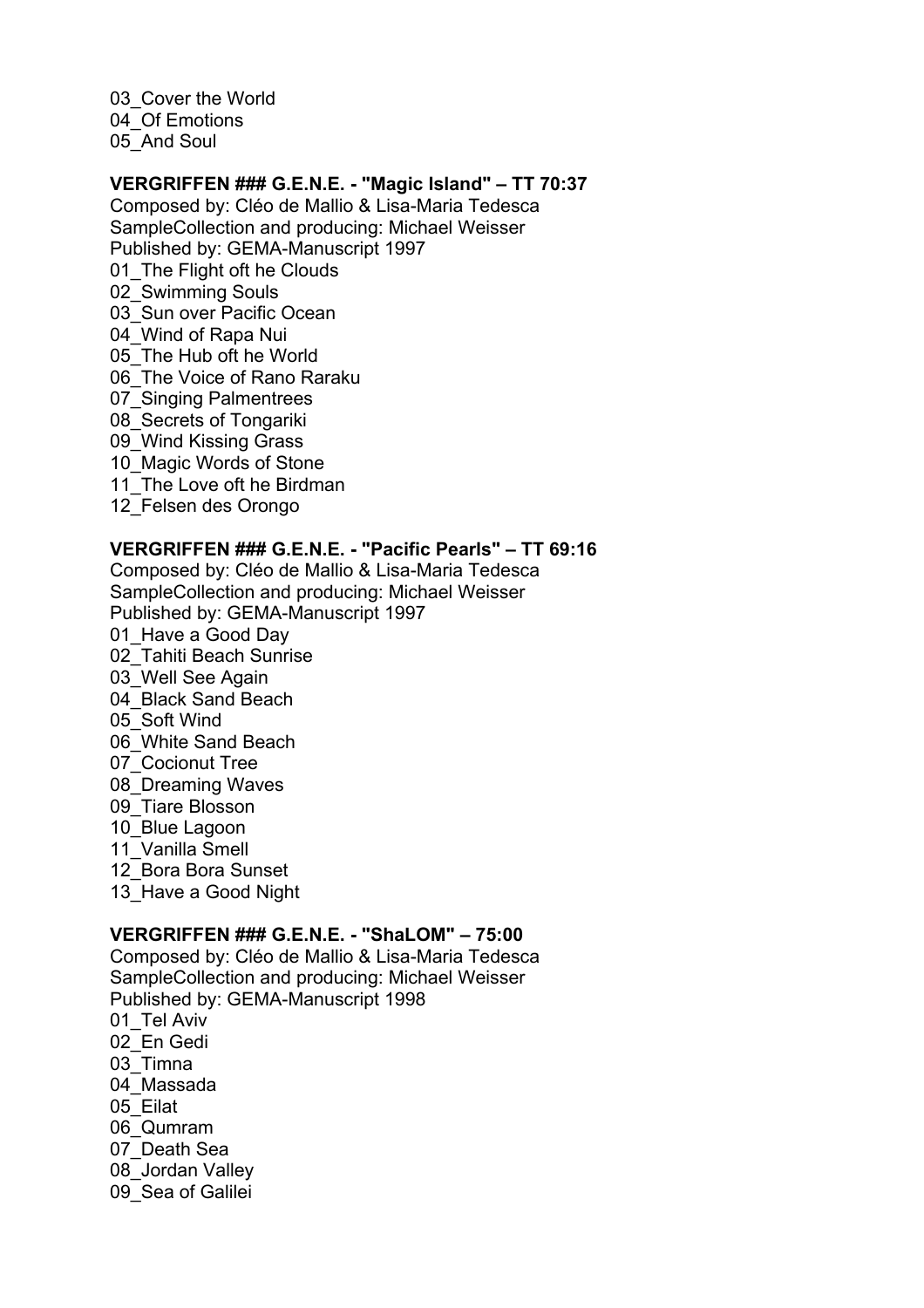03_Cover the World
04_Of Emotions
05_And Soul

**VERGRIFFEN ### G.E.N.E. - "Magic Island" – TT 70:37**
Composed by: Cléo de Mallio & Lisa-Maria Tedesca
SampleCollection and producing: Michael Weisser
Published by: GEMA-Manuscript 1997
01_The Flight oft he Clouds
02_Swimming Souls
03_Sun over Pacific Ocean
04_Wind of Rapa Nui
05_The Hub oft he World
06_The Voice of Rano Raraku
07_Singing Palmentrees
08_Secrets of Tongariki
09_Wind Kissing Grass
10_Magic Words of Stone
11_The Love oft he Birdman
12_Felsen des Orongo

**VERGRIFFEN ### G.E.N.E. - "Pacific Pearls" – TT 69:16**
Composed by: Cléo de Mallio & Lisa-Maria Tedesca
SampleCollection and producing: Michael Weisser
Published by: GEMA-Manuscript 1997
01_Have a Good Day
02_Tahiti Beach Sunrise
03_Well See Again
04_Black Sand Beach
05_Soft Wind
06_White Sand Beach
07_Cocionut Tree
08_Dreaming Waves
09_Tiare Blosson
10_Blue Lagoon
11_Vanilla Smell
12_Bora Bora Sunset
13_Have a Good Night

**VERGRIFFEN ### G.E.N.E. - "ShaLOM" – 75:00**
Composed by: Cléo de Mallio & Lisa-Maria Tedesca
SampleCollection and producing: Michael Weisser
Published by: GEMA-Manuscript 1998
01_Tel Aviv
02_En Gedi
03_Timna
04_Massada
05_Eilat
06_Qumram
07_Death Sea
08_Jordan Valley
09_Sea of Galilei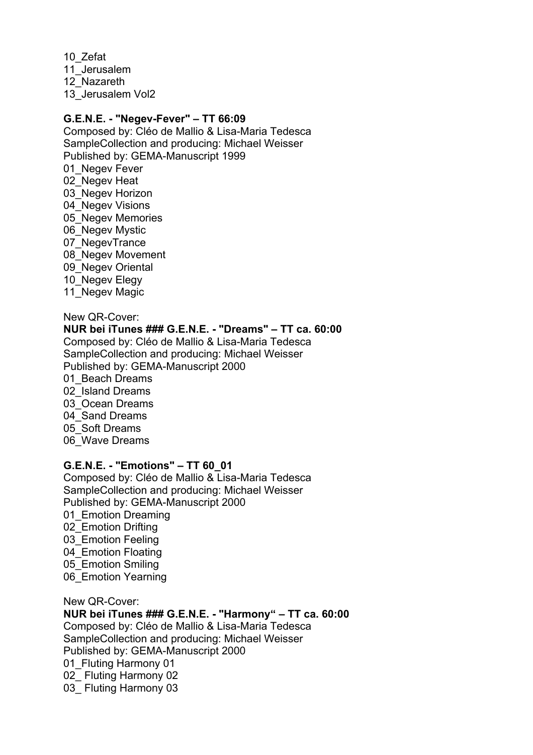10_Zefat
11_Jerusalem
12_Nazareth
13_Jerusalem Vol2

**G.E.N.E. - "Negev-Fever" – TT 66:09**
Composed by: Cléo de Mallio & Lisa-Maria Tedesca
SampleCollection and producing: Michael Weisser
Published by: GEMA-Manuscript 1999
01_Negev Fever
02_Negev Heat
03_Negev Horizon
04_Negev Visions
05_Negev Memories
06_Negev Mystic
07_NegevTrance
08_Negev Movement
09_Negev Oriental
10_Negev Elegy
11_Negev Magic

New QR-Cover:
**NUR bei iTunes ### G.E.N.E. - "Dreams" – TT ca. 60:00**
Composed by: Cléo de Mallio & Lisa-Maria Tedesca
SampleCollection and producing: Michael Weisser
Published by: GEMA-Manuscript 2000
01_Beach Dreams
02_Island Dreams
03_Ocean Dreams
04_Sand Dreams
05_Soft Dreams
06_Wave Dreams

**G.E.N.E. - "Emotions" – TT 60_01**
Composed by: Cléo de Mallio & Lisa-Maria Tedesca
SampleCollection and producing: Michael Weisser
Published by: GEMA-Manuscript 2000
01_Emotion Dreaming
02_Emotion Drifting
03_Emotion Feeling
04_Emotion Floating
05_Emotion Smiling
06_Emotion Yearning

New QR-Cover:
**NUR bei iTunes ### G.E.N.E. - "Harmony" – TT ca. 60:00**
Composed by: Cléo de Mallio & Lisa-Maria Tedesca
SampleCollection and producing: Michael Weisser
Published by: GEMA-Manuscript 2000
01_Fluting Harmony 01
02_ Fluting Harmony 02
03_ Fluting Harmony 03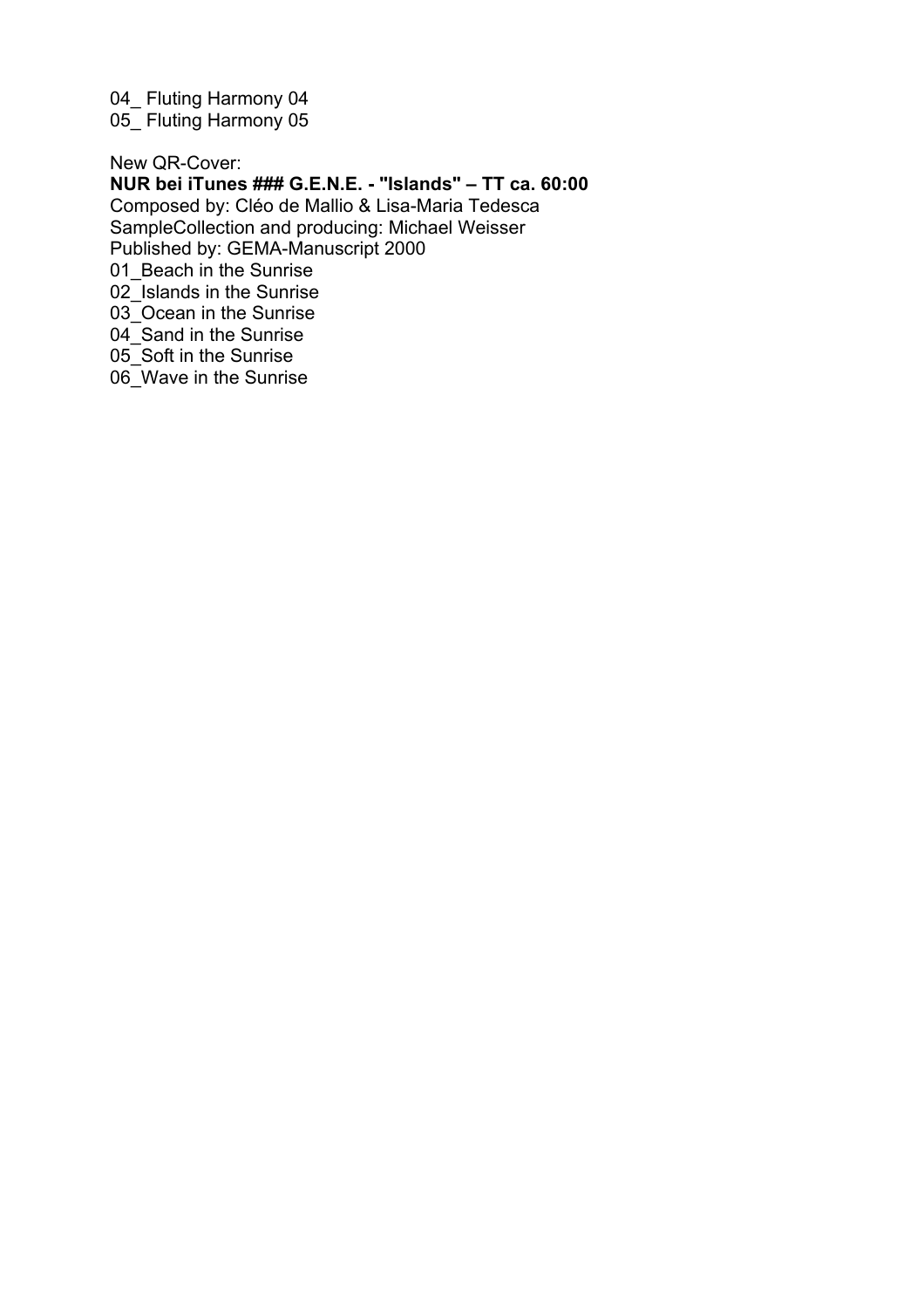04_ Fluting Harmony 04
05_ Fluting Harmony 05

New QR-Cover:
**NUR bei iTunes ### G.E.N.E. - "Islands" – TT ca. 60:00**
Composed by: Cléo de Mallio & Lisa-Maria Tedesca
SampleCollection and producing: Michael Weisser
Published by: GEMA-Manuscript 2000
01_Beach in the Sunrise
02_Islands in the Sunrise
03_Ocean in the Sunrise
04_Sand in the Sunrise
05_Soft in the Sunrise
06_Wave in the Sunrise